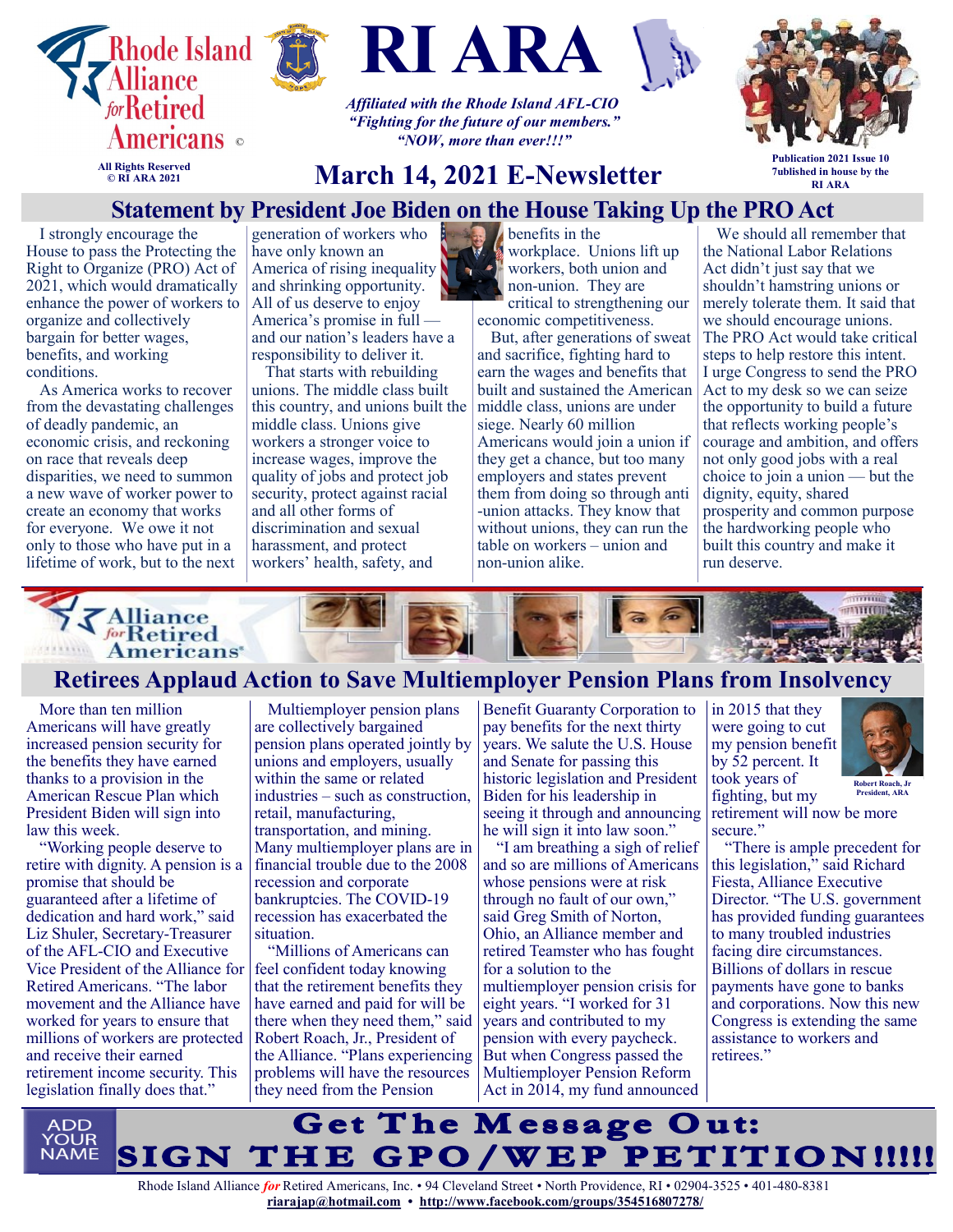# RI ARA

Rhode Island Alliance *for* Retired Americans ©

All Rights Reserved
© RI ARA 2021

*Affiliated with the Rhode Island AFL-CIO*
*"Fighting for the future of our members."*
*"NOW, more than ever!!!"*

Publication 2021 Issue 10
7ublished in house by the RI ARA

## March 14, 2021 E-Newsletter

## Statement by President Joe Biden on the House Taking Up the PRO Act

I strongly encourage the House to pass the Protecting the Right to Organize (PRO) Act of 2021, which would dramatically enhance the power of workers to organize and collectively bargain for better wages, benefits, and working conditions.

As America works to recover from the devastating challenges of deadly pandemic, an economic crisis, and reckoning on race that reveals deep disparities, we need to summon a new wave of worker power to create an economy that works for everyone. We owe it not only to those who have put in a lifetime of work, but to the next generation of workers who have only known an America of rising inequality and shrinking opportunity. All of us deserve to enjoy America's promise in full — and our nation's leaders have a responsibility to deliver it.

That starts with rebuilding unions. The middle class built this country, and unions built the middle class. Unions give workers a stronger voice to increase wages, improve the quality of jobs and protect job security, protect against racial and all other forms of discrimination and sexual harassment, and protect workers' health, safety, and benefits in the workplace. Unions lift up workers, both union and non-union. They are critical to strengthening our economic competitiveness.

But, after generations of sweat and sacrifice, fighting hard to earn the wages and benefits that built and sustained the American middle class, unions are under siege. Nearly 60 million Americans would join a union if they get a chance, but too many employers and states prevent them from doing so through anti-union attacks. They know that without unions, they can run the table on workers – union and non-union alike.

We should all remember that the National Labor Relations Act didn't just say that we shouldn't hamstring unions or merely tolerate them. It said that we should encourage unions. The PRO Act would take critical steps to help restore this intent. I urge Congress to send the PRO Act to my desk so we can seize the opportunity to build a future that reflects working people's courage and ambition, and offers not only good jobs with a real choice to join a union — but the dignity, equity, shared prosperity and common purpose the hardworking people who built this country and make it run deserve.

Alliance *for* Retired Americans

## Retirees Applaud Action to Save Multiemployer Pension Plans from Insolvency

More than ten million Americans will have greatly increased pension security for the benefits they have earned thanks to a provision in the American Rescue Plan which President Biden will sign into law this week.

"Working people deserve to retire with dignity. A pension is a promise that should be guaranteed after a lifetime of dedication and hard work," said Liz Shuler, Secretary-Treasurer of the AFL-CIO and Executive Vice President of the Alliance for Retired Americans. "The labor movement and the Alliance have worked for years to ensure that millions of workers are protected and receive their earned retirement income security. This legislation finally does that."

Multiemployer pension plans are collectively bargained pension plans operated jointly by unions and employers, usually within the same or related industries – such as construction, retail, manufacturing, transportation, and mining. Many multiemployer plans are in financial trouble due to the 2008 recession and corporate bankruptcies. The COVID-19 recession has exacerbated the situation.

"Millions of Americans can feel confident today knowing that the retirement benefits they have earned and paid for will be there when they need them," said Robert Roach, Jr., President of the Alliance. "Plans experiencing problems will have the resources they need from the Pension Benefit Guaranty Corporation to pay benefits for the next thirty years. We salute the U.S. House and Senate for passing this historic legislation and President Biden for his leadership in seeing it through and announcing he will sign it into law soon."

"I am breathing a sigh of relief and so are millions of Americans whose pensions were at risk through no fault of our own," said Greg Smith of Norton, Ohio, an Alliance member and retired Teamster who has fought for a solution to the multiemployer pension crisis for eight years. "I worked for 31 years and contributed to my pension with every paycheck. But when Congress passed the Multiemployer Pension Reform Act in 2014, my fund announced in 2015 that they were going to cut my pension benefit by 52 percent. It took years of fighting, but my retirement will now be more secure."

Robert Roach, Jr
President, ARA

"There is ample precedent for this legislation," said Richard Fiesta, Alliance Executive Director. "The U.S. government has provided funding guarantees to many troubled industries facing dire circumstances. Billions of dollars in rescue payments have gone to banks and corporations. Now this new Congress is extending the same assistance to workers and retirees."

ADD YOUR NAME

## Get The Message Out:
## SIGN THE GPO/WEP PETITION!!!!!

Rhode Island Alliance *for* Retired Americans, Inc. • 94 Cleveland Street • North Providence, RI • 02904-3525 • 401-480-8381
riarajap@hotmail.com • http://www.facebook.com/groups/354516807278/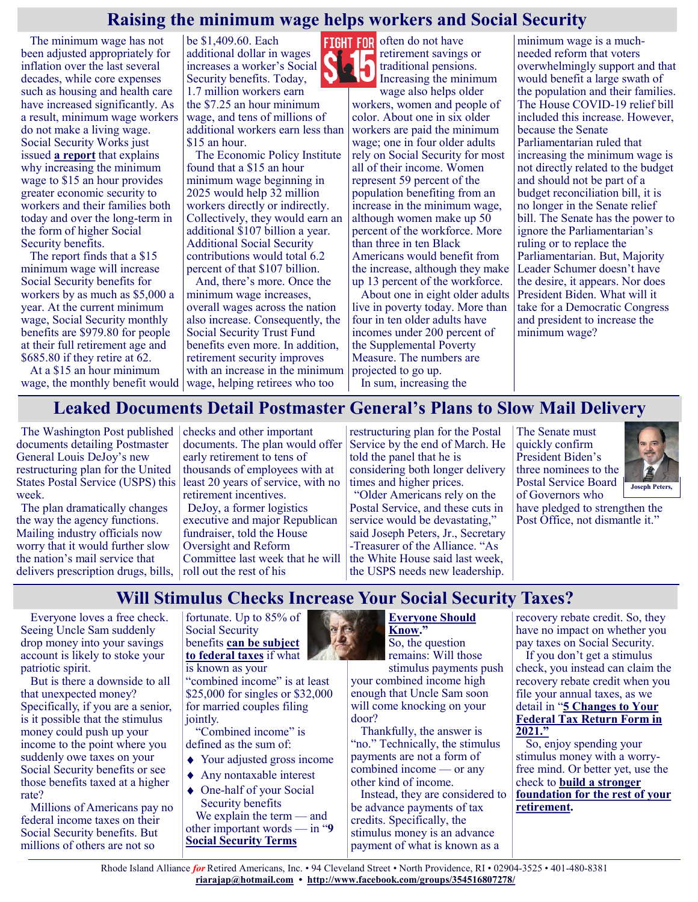## Raising the minimum wage helps workers and Social Security

The minimum wage has not been adjusted appropriately for inflation over the last several decades, while core expenses such as housing and health care have increased significantly. As a result, minimum wage workers do not make a living wage. Social Security Works just issued **a report** that explains why increasing the minimum wage to $15 an hour provides greater economic security to workers and their families both today and over the long-term in the form of higher Social Security benefits.

The report finds that a $15 minimum wage will increase Social Security benefits for workers by as much as $5,000 a year. At the current minimum wage, Social Security monthly benefits are $979.80 for people at their full retirement age and $685.80 if they retire at 62.

At a $15 an hour minimum wage, the monthly benefit would be $1,409.60. Each additional dollar in wages increases a worker's Social Security benefits. Today, 1.7 million workers earn the $7.25 an hour minimum wage, and tens of millions of additional workers earn less than $15 an hour.

The Economic Policy Institute found that a $15 an hour minimum wage beginning in 2025 would help 32 million workers directly or indirectly. Collectively, they would earn an additional $107 billion a year. Additional Social Security contributions would total 6.2 percent of that $107 billion.

And, there's more. Once the minimum wage increases, overall wages across the nation also increase. Consequently, the Social Security Trust Fund benefits even more. In addition, retirement security improves with an increase in the minimum wage, helping retirees who too often do not have retirement savings or traditional pensions. Increasing the minimum wage also helps older workers, women and people of color. About one in six older workers are paid the minimum wage; one in four older adults rely on Social Security for most all of their income. Women represent 59 percent of the population benefiting from an increase in the minimum wage, although women make up 50 percent of the workforce. More than three in ten Black Americans would benefit from the increase, although they make up 13 percent of the workforce.

About one in eight older adults live in poverty today. More than four in ten older adults have incomes under 200 percent of the Supplemental Poverty Measure. The numbers are projected to go up.

In sum, increasing the minimum wage is a much-needed reform that voters overwhelmingly support and that would benefit a large swath of the population and their families. The House COVID-19 relief bill included this increase. However, because the Senate Parliamentarian ruled that increasing the minimum wage is not directly related to the budget and should not be part of a budget reconciliation bill, it is no longer in the Senate relief bill. The Senate has the power to ignore the Parliamentarian's ruling or to replace the Parliamentarian. But, Majority Leader Schumer doesn't have the desire, it appears. Nor does President Biden. What will it take for a Democratic Congress and president to increase the minimum wage?

## Leaked Documents Detail Postmaster General's Plans to Slow Mail Delivery

The Washington Post published documents detailing Postmaster General Louis DeJoy's new restructuring plan for the United States Postal Service (USPS) this week.

The plan dramatically changes the way the agency functions. Mailing industry officials now worry that it would further slow the nation's mail service that delivers prescription drugs, bills, checks and other important documents. The plan would offer early retirement to tens of thousands of employees with at least 20 years of service, with no retirement incentives.

DeJoy, a former logistics executive and major Republican fundraiser, told the House Oversight and Reform Committee last week that he will roll out the rest of his restructuring plan for the Postal Service by the end of March. He told the panel that he is considering both longer delivery times and higher prices.

"Older Americans rely on the Postal Service, and these cuts in service would be devastating," said Joseph Peters, Jr., Secretary-Treasurer of the Alliance. "As the White House said last week, the USPS needs new leadership. The Senate must quickly confirm President Biden's three nominees to the Postal Service Board of Governors who have pledged to strengthen the Post Office, not dismantle it."

Joseph Peters,

## Will Stimulus Checks Increase Your Social Security Taxes?

Everyone loves a free check. Seeing Uncle Sam suddenly drop money into your savings account is likely to stoke your patriotic spirit.

But is there a downside to all that unexpected money? Specifically, if you are a senior, is it possible that the stimulus money could push up your income to the point where you suddenly owe taxes on your Social Security benefits or see those benefits taxed at a higher rate?

Millions of Americans pay no federal income taxes on their Social Security benefits. But millions of others are not so fortunate. Up to 85% of Social Security benefits **can be subject to federal taxes** if what is known as your "combined income" is at least $25,000 for singles or $32,000 for married couples filing jointly.

"Combined income" is defined as the sum of:

- Your adjusted gross income
- Any nontaxable interest
- One-half of your Social Security benefits

We explain the term — and other important words — in "**9 Social Security Terms Everyone Should Know.**"

So, the question remains: Will those stimulus payments push your combined income high enough that Uncle Sam soon will come knocking on your door?

Thankfully, the answer is "no." Technically, the stimulus payments are not a form of combined income — or any other kind of income.

Instead, they are considered to be advance payments of tax credits. Specifically, the stimulus money is an advance payment of what is known as a recovery rebate credit. So, they have no impact on whether you pay taxes on Social Security.

If you don't get a stimulus check, you instead can claim the recovery rebate credit when you file your annual taxes, as we detail in "**5 Changes to Your Federal Tax Return Form in 2021.**"

So, enjoy spending your stimulus money with a worry-free mind. Or better yet, use the check to **build a stronger foundation for the rest of your retirement**.

Rhode Island Alliance *for* Retired Americans, Inc. • 94 Cleveland Street • North Providence, RI • 02904-3525 • 401-480-8381
riarajap@hotmail.com • http://www.facebook.com/groups/354516807278/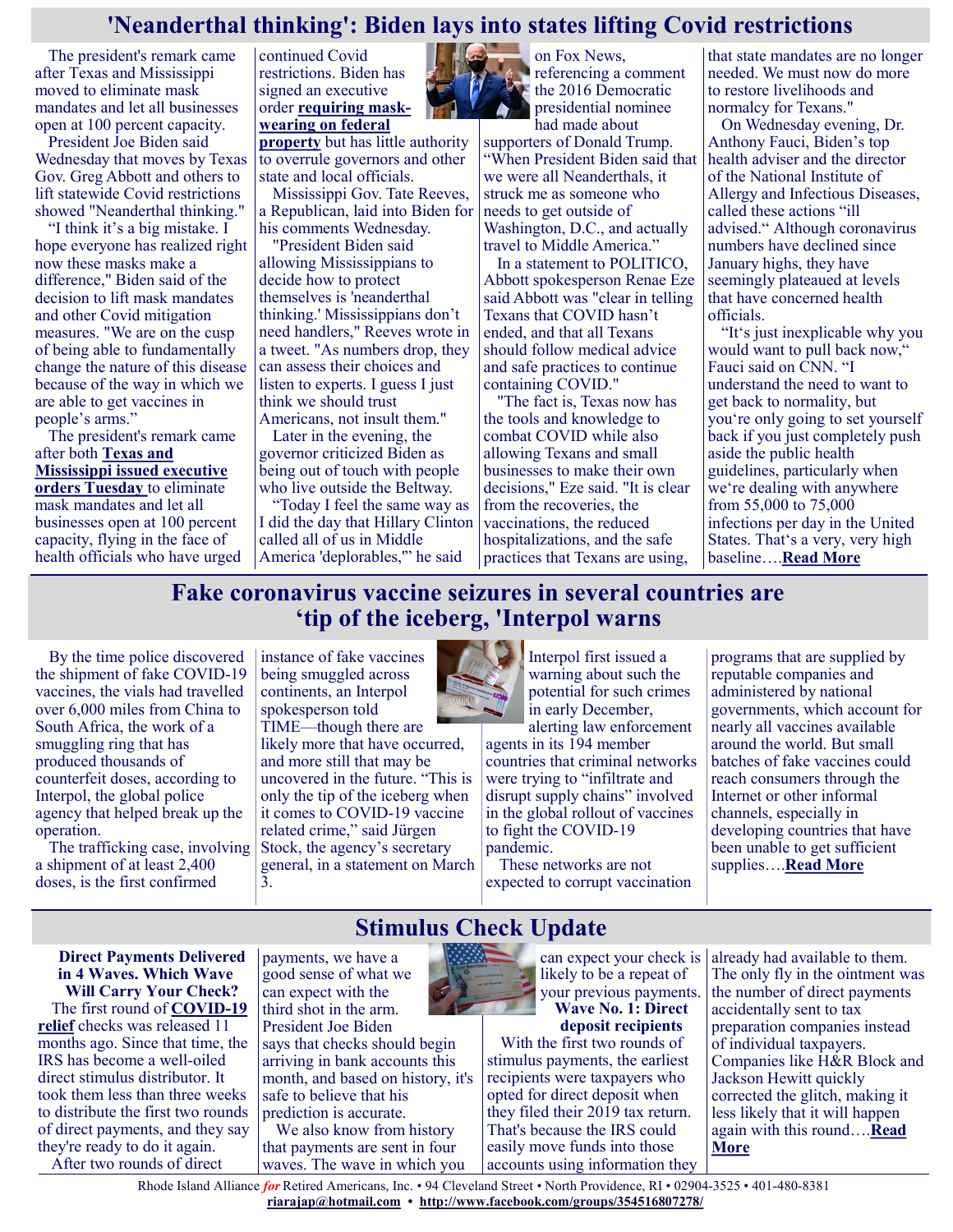# 'Neanderthal thinking': Biden lays into states lifting Covid restrictions

The president's remark came after Texas and Mississippi moved to eliminate mask mandates and let all businesses open at 100 percent capacity.

President Joe Biden said Wednesday that moves by Texas Gov. Greg Abbott and others to lift statewide Covid restrictions showed "Neanderthal thinking."

"I think it's a big mistake. I hope everyone has realized right now these masks make a difference," Biden said of the decision to lift mask mandates and other Covid mitigation measures. "We are on the cusp of being able to fundamentally change the nature of this disease because of the way in which we are able to get vaccines in people's arms."

The president's remark came after both **Texas and Mississippi issued executive orders Tuesday** to eliminate mask mandates and let all businesses open at 100 percent capacity, flying in the face of health officials who have urged continued Covid restrictions. Biden has signed an executive order **requiring mask-wearing on federal property** but has little authority to overrule governors and other state and local officials.

Mississippi Gov. Tate Reeves, a Republican, laid into Biden for his comments Wednesday.

"President Biden said allowing Mississippians to decide how to protect themselves is 'neanderthal thinking.' Mississippians don't need handlers," Reeves wrote in a tweet. "As numbers drop, they can assess their choices and listen to experts. I guess I just think we should trust Americans, not insult them."

Later in the evening, the governor criticized Biden as being out of touch with people who live outside the Beltway.

"Today I feel the same way as I did the day that Hillary Clinton called all of us in Middle America 'deplorables,'" he said on Fox News, referencing a comment the 2016 Democratic presidential nominee had made about supporters of Donald Trump. "When President Biden said that we were all Neanderthals, it struck me as someone who needs to get outside of Washington, D.C., and actually travel to Middle America."

In a statement to POLITICO, Abbott spokesperson Renae Eze said Abbott was "clear in telling Texans that COVID hasn't ended, and that all Texans should follow medical advice and safe practices to continue containing COVID."

"The fact is, Texas now has the tools and knowledge to combat COVID while also allowing Texans and small businesses to make their own decisions," Eze said. "It is clear from the recoveries, the vaccinations, the reduced hospitalizations, and the safe practices that Texans are using, that state mandates are no longer needed. We must now do more to restore livelihoods and normalcy for Texans."

On Wednesday evening, Dr. Anthony Fauci, Biden's top health adviser and the director of the National Institute of Allergy and Infectious Diseases, called these actions "ill advised." Although coronavirus numbers have declined since January highs, they have seemingly plateaued at levels that have concerned health officials.

"It's just inexplicable why you would want to pull back now," Fauci said on CNN. "I understand the need to want to get back to normality, but you're only going to set yourself back if you just completely push aside the public health guidelines, particularly when we're dealing with anywhere from 55,000 to 75,000 infections per day in the United States. That's a very, very high baseline….**Read More**

# Fake coronavirus vaccine seizures in several countries are 'tip of the iceberg, 'Interpol warns

By the time police discovered the shipment of fake COVID-19 vaccines, the vials had travelled over 6,000 miles from China to South Africa, the work of a smuggling ring that has produced thousands of counterfeit doses, according to Interpol, the global police agency that helped break up the operation.

The trafficking case, involving a shipment of at least 2,400 doses, is the first confirmed instance of fake vaccines being smuggled across continents, an Interpol spokesperson told TIME—though there are likely more that have occurred, and more still that may be uncovered in the future. "This is only the tip of the iceberg when it comes to COVID-19 vaccine related crime," said Jürgen Stock, the agency's secretary general, in a statement on March 3.

Interpol first issued a warning about such the potential for such crimes in early December, alerting law enforcement agents in its 194 member countries that criminal networks were trying to "infiltrate and disrupt supply chains" involved in the global rollout of vaccines to fight the COVID-19 pandemic.

These networks are not expected to corrupt vaccination programs that are supplied by reputable companies and administered by national governments, which account for nearly all vaccines available around the world. But small batches of fake vaccines could reach consumers through the Internet or other informal channels, especially in developing countries that have been unable to get sufficient supplies….**Read More**

# Stimulus Check Update

**Direct Payments Delivered in 4 Waves. Which Wave Will Carry Your Check?**

The first round of **COVID-19 relief** checks was released 11 months ago. Since that time, the IRS has become a well-oiled direct stimulus distributor. It took them less than three weeks to distribute the first two rounds of direct payments, and they say they're ready to do it again.

After two rounds of direct payments, we have a good sense of what we can expect with the third shot in the arm. President Joe Biden says that checks should begin arriving in bank accounts this month, and based on history, it's safe to believe that his prediction is accurate.

We also know from history that payments are sent in four waves. The wave in which you can expect your check is likely to be a repeat of your previous payments.

**Wave No. 1: Direct deposit recipients**

With the first two rounds of stimulus payments, the earliest recipients were taxpayers who opted for direct deposit when they filed their 2019 tax return. That's because the IRS could easily move funds into those accounts using information they already had available to them. The only fly in the ointment was the number of direct payments accidentally sent to tax preparation companies instead of individual taxpayers. Companies like H&R Block and Jackson Hewitt quickly corrected the glitch, making it less likely that it will happen again with this round….**Read More**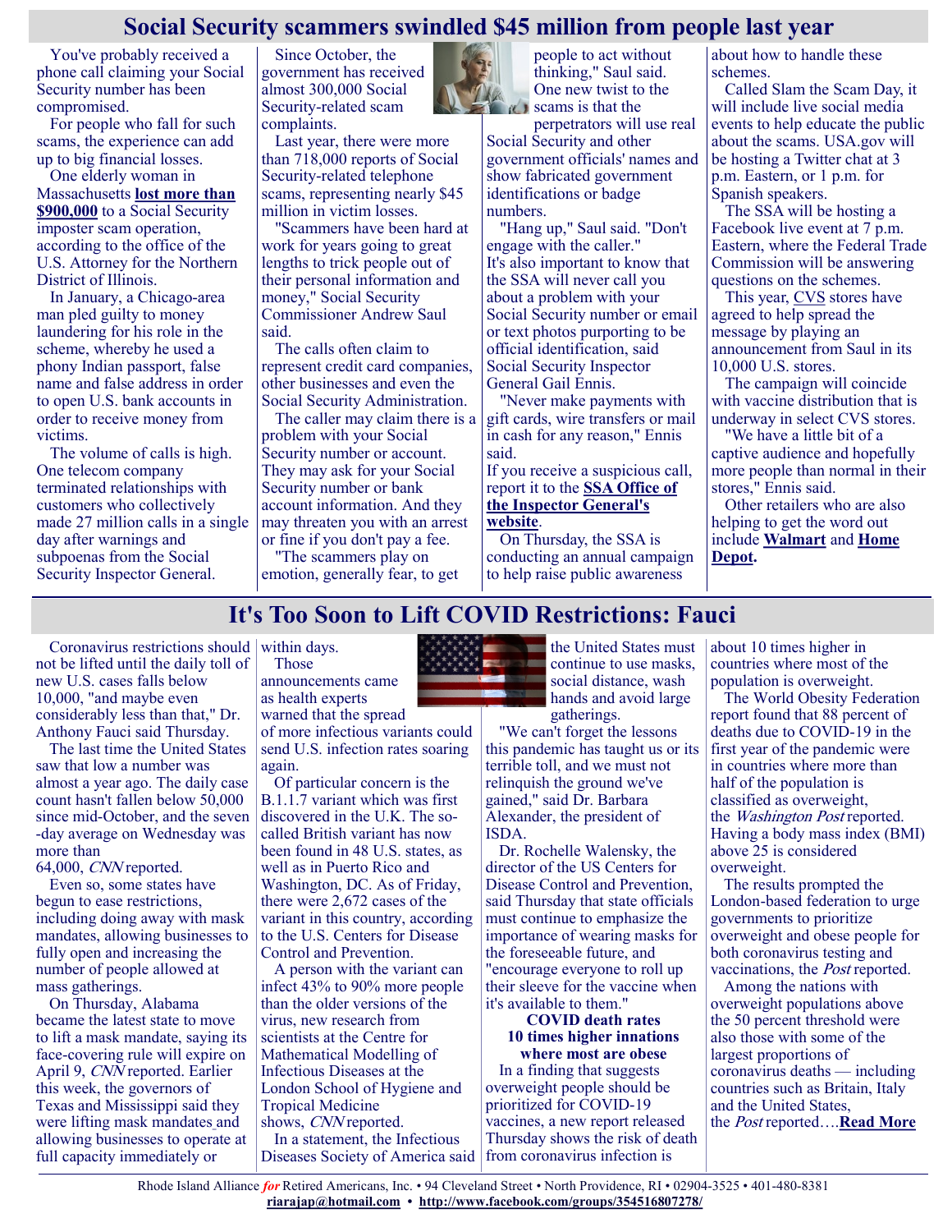# Social Security scammers swindled $45 million from people last year

You've probably received a phone call claiming your Social Security number has been compromised.

For people who fall for such scams, the experience can add up to big financial losses.

One elderly woman in Massachusetts **lost more than $900,000** to a Social Security imposter scam operation, according to the office of the U.S. Attorney for the Northern District of Illinois.

In January, a Chicago-area man pled guilty to money laundering for his role in the scheme, whereby he used a phony Indian passport, false name and false address in order to open U.S. bank accounts in order to receive money from victims.

The volume of calls is high. One telecom company terminated relationships with customers who collectively made 27 million calls in a single day after warnings and subpoenas from the Social Security Inspector General.

Since October, the government has received almost 300,000 Social Security-related scam complaints.

Last year, there were more than 718,000 reports of Social Security-related telephone scams, representing nearly $45 million in victim losses.

"Scammers have been hard at work for years going to great lengths to trick people out of their personal information and money," Social Security Commissioner Andrew Saul said.

The calls often claim to represent credit card companies, other businesses and even the Social Security Administration.

The caller may claim there is a problem with your Social Security number or account. They may ask for your Social Security number or bank account information. And they may threaten you with an arrest or fine if you don't pay a fee.

"The scammers play on emotion, generally fear, to get people to act without thinking," Saul said. One new twist to the scams is that the perpetrators will use real Social Security and other government officials' names and show fabricated government identifications or badge numbers.

"Hang up," Saul said. "Don't engage with the caller."
It's also important to know that the SSA will never call you about a problem with your Social Security number or email or text photos purporting to be official identification, said Social Security Inspector General Gail Ennis.

"Never make payments with gift cards, wire transfers or mail in cash for any reason," Ennis said.
If you receive a suspicious call, report it to the **SSA Office of the Inspector General's website**.

On Thursday, the SSA is conducting an annual campaign to help raise public awareness about how to handle these schemes.

Called Slam the Scam Day, it will include live social media events to help educate the public about the scams. USA.gov will be hosting a Twitter chat at 3 p.m. Eastern, or 1 p.m. for Spanish speakers.

The SSA will be hosting a Facebook live event at 7 p.m. Eastern, where the Federal Trade Commission will be answering questions on the schemes.

This year, CVS stores have agreed to help spread the message by playing an announcement from Saul in its 10,000 U.S. stores.

The campaign will coincide with vaccine distribution that is underway in select CVS stores.

"We have a little bit of a captive audience and hopefully more people than normal in their stores," Ennis said.

Other retailers who are also helping to get the word out include **Walmart** and **Home Depot.**

# It's Too Soon to Lift COVID Restrictions: Fauci

Coronavirus restrictions should not be lifted until the daily toll of new U.S. cases falls below 10,000, "and maybe even considerably less than that," Dr. Anthony Fauci said Thursday.

The last time the United States saw that low a number was almost a year ago. The daily case count hasn't fallen below 50,000 since mid-October, and the seven -day average on Wednesday was more than 64,000, *CNN* reported.

Even so, some states have begun to ease restrictions, including doing away with mask mandates, allowing businesses to fully open and increasing the number of people allowed at mass gatherings.

On Thursday, Alabama became the latest state to move to lift a mask mandate, saying its face-covering rule will expire on April 9, *CNN* reported. Earlier this week, the governors of Texas and Mississippi said they were lifting mask mandates and allowing businesses to operate at full capacity immediately or within days.

Those announcements came as health experts warned that the spread of more infectious variants could send U.S. infection rates soaring again.

Of particular concern is the B.1.1.7 variant which was first discovered in the U.K. The so-called British variant has now been found in 48 U.S. states, as well as in Puerto Rico and Washington, DC. As of Friday, there were 2,672 cases of the variant in this country, according to the U.S. Centers for Disease Control and Prevention.

A person with the variant can infect 43% to 90% more people than the older versions of the virus, new research from scientists at the Centre for Mathematical Modelling of Infectious Diseases at the London School of Hygiene and Tropical Medicine shows, *CNN* reported.

In a statement, the Infectious Diseases Society of America said the United States must continue to use masks, social distance, wash hands and avoid large gatherings.

"We can't forget the lessons this pandemic has taught us or its terrible toll, and we must not relinquish the ground we've gained," said Dr. Barbara Alexander, the president of ISDA.

Dr. Rochelle Walensky, the director of the US Centers for Disease Control and Prevention, said Thursday that state officials must continue to emphasize the importance of wearing masks for the foreseeable future, and "encourage everyone to roll up their sleeve for the vaccine when it's available to them."

**COVID death rates 10 times higher innations where most are obese**

In a finding that suggests overweight people should be prioritized for COVID-19 vaccines, a new report released Thursday shows the risk of death from coronavirus infection is about 10 times higher in countries where most of the population is overweight.

The World Obesity Federation report found that 88 percent of deaths due to COVID-19 in the first year of the pandemic were in countries where more than half of the population is classified as overweight, the *Washington Post* reported. Having a body mass index (BMI) above 25 is considered overweight.

The results prompted the London-based federation to urge governments to prioritize overweight and obese people for both coronavirus testing and vaccinations, the *Post* reported.

Among the nations with overweight populations above the 50 percent threshold were also those with some of the largest proportions of coronavirus deaths — including countries such as Britain, Italy and the United States, the *Post* reported….**Read More**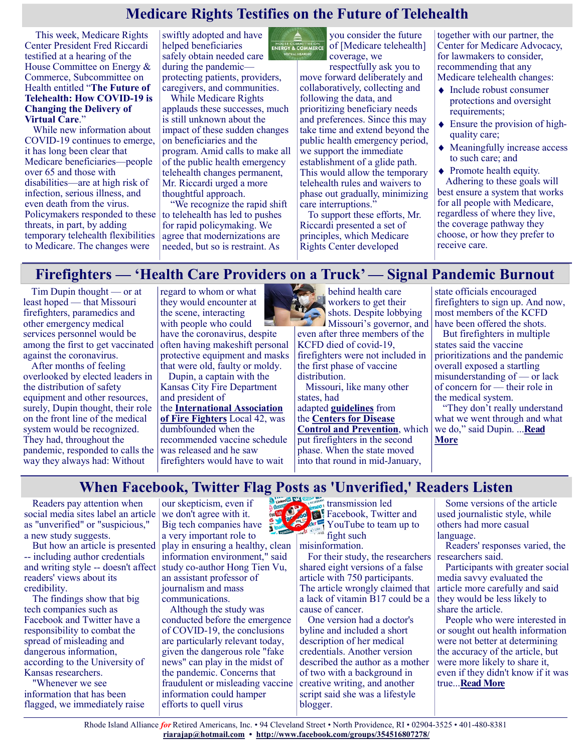# Medicare Rights Testifies on the Future of Telehealth

This week, Medicare Rights Center President Fred Riccardi testified at a hearing of the House Committee on Energy & Commerce, Subcommittee on Health entitled "**The Future of Telehealth: How COVID-19 is Changing the Delivery of Virtual Care**."

While new information about COVID-19 continues to emerge, it has long been clear that Medicare beneficiaries—people over 65 and those with disabilities—are at high risk of infection, serious illness, and even death from the virus. Policymakers responded to these threats, in part, by adding temporary telehealth flexibilities to Medicare. The changes were swiftly adopted and have helped beneficiaries safely obtain needed care during the pandemic—protecting patients, providers, caregivers, and communities.

While Medicare Rights applauds these successes, much is still unknown about the impact of these sudden changes on beneficiaries and the program. Amid calls to make all of the public health emergency telehealth changes permanent, Mr. Riccardi urged a more thoughtful approach.

"We recognize the rapid shift to telehealth has led to pushes for rapid policymaking. We agree that modernizations are needed, but so is restraint. As you consider the future of [Medicare telehealth] coverage, we respectfully ask you to move forward deliberately and collaboratively, collecting and following the data, and prioritizing beneficiary needs and preferences. Since this may take time and extend beyond the public health emergency period, we support the immediate establishment of a glide path. This would allow the temporary telehealth rules and waivers to phase out gradually, minimizing care interruptions."

To support these efforts, Mr. Riccardi presented a set of principles, which Medicare Rights Center developed together with our partner, the Center for Medicare Advocacy, for lawmakers to consider, recommending that any Medicare telehealth changes:

- Include robust consumer protections and oversight requirements;
- Ensure the provision of high-quality care;
- Meaningfully increase access to such care; and
- Promote health equity.

Adhering to these goals will best ensure a system that works for all people with Medicare, regardless of where they live, the coverage pathway they choose, or how they prefer to receive care.

# Firefighters — 'Health Care Providers on a Truck' — Signal Pandemic Burnout

Tim Dupin thought — or at least hoped — that Missouri firefighters, paramedics and other emergency medical services personnel would be among the first to get vaccinated against the coronavirus.

After months of feeling overlooked by elected leaders in the distribution of safety equipment and other resources, surely, Dupin thought, their role on the front line of the medical system would be recognized. They had, throughout the pandemic, responded to calls the way they always had: Without regard to whom or what they would encounter at the scene, interacting with people who could have the coronavirus, despite often having makeshift personal protective equipment and masks that were old, faulty or moldy.

Dupin, a captain with the Kansas City Fire Department and president of the **International Association of Fire Fighters** Local 42, was dumbfounded when the recommended vaccine schedule was released and he saw firefighters would have to wait behind health care workers to get their shots. Despite lobbying Missouri's governor, and even after three members of the KCFD died of covid-19, firefighters were not included in the first phase of vaccine distribution.

Missouri, like many other states, had adapted **guidelines** from the **Centers for Disease Control and Prevention**, which put firefighters in the second phase. When the state moved into that round in mid-January, state officials encouraged firefighters to sign up. And now, most members of the KCFD have been offered the shots.

But firefighters in multiple states said the vaccine prioritizations and the pandemic overall exposed a startling misunderstanding of — or lack of concern for — their role in the medical system.

"They don't really understand what we went through and what we do," said Dupin. ...**Read More**

# When Facebook, Twitter Flag Posts as 'Unverified,' Readers Listen

Readers pay attention when social media sites label an article as "unverified" or "suspicious," a new study suggests.

But how an article is presented -- including author credentials and writing style -- doesn't affect readers' views about its credibility.

The findings show that big tech companies such as Facebook and Twitter have a responsibility to combat the spread of misleading and dangerous information, according to the University of Kansas researchers.

"Whenever we see information that has been flagged, we immediately raise our skepticism, even if we don't agree with it. Big tech companies have a very important role to play in ensuring a healthy, clean information environment," said study co-author Hong Tien Vu, an assistant professor of journalism and mass communications.

Although the study was conducted before the emergence of COVID-19, the conclusions are particularly relevant today, given the dangerous role "fake news" can play in the midst of the pandemic. Concerns that fraudulent or misleading vaccine information could hamper efforts to quell virus transmission led Facebook, Twitter and YouTube to team up to fight such misinformation.

For their study, the researchers shared eight versions of a false article with 750 participants. The article wrongly claimed that a lack of vitamin B17 could be a cause of cancer.

One version had a doctor's byline and included a short description of her medical credentials. Another version described the author as a mother of two with a background in creative writing, and another script said she was a lifestyle blogger.

Some versions of the article used journalistic style, while others had more casual language.

Readers' responses varied, the researchers said.

Participants with greater social media savvy evaluated the article more carefully and said they would be less likely to share the article.

People who were interested in or sought out health information were not better at determining the accuracy of the article, but were more likely to share it, even if they didn't know if it was true...**Read More**

Rhode Island Alliance *for* Retired Americans, Inc. • 94 Cleveland Street • North Providence, RI • 02904-3525 • 401-480-8381
**riarajap@hotmail.com** • **http://www.facebook.com/groups/354516807278/**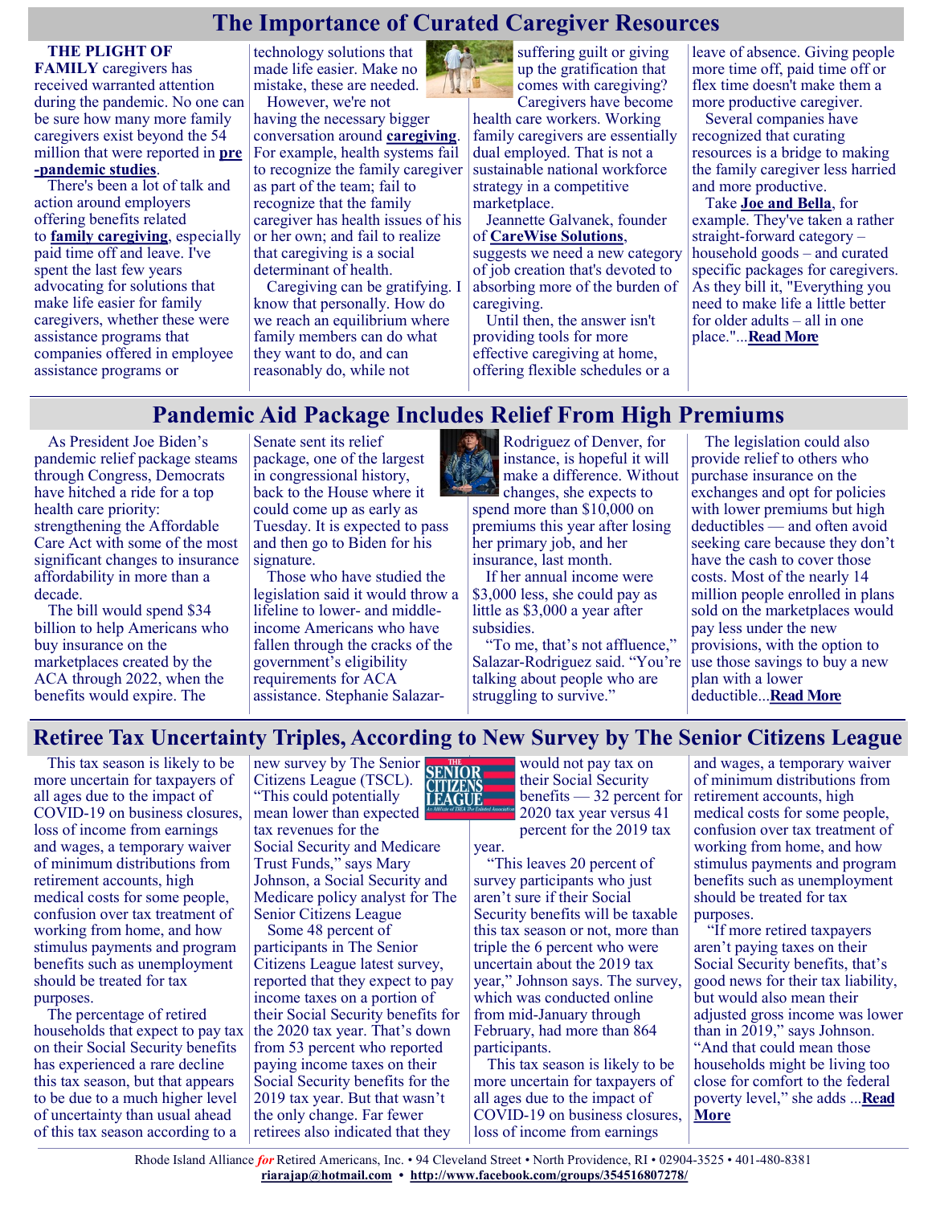# The Importance of Curated Caregiver Resources

**THE PLIGHT OF FAMILY** caregivers has received warranted attention during the pandemic. No one can be sure how many more family caregivers exist beyond the 54 million that were reported in **pre-pandemic studies**.

There's been a lot of talk and action around employers offering benefits related to **family caregiving**, especially paid time off and leave. I've spent the last few years advocating for solutions that make life easier for family caregivers, whether these were assistance programs that companies offered in employee assistance programs or technology solutions that made life easier. Make no mistake, these are needed.

However, we're not having the necessary bigger conversation around **caregiving**. For example, health systems fail to recognize the family caregiver as part of the team; fail to recognize that the family caregiver has health issues of his or her own; and fail to realize that caregiving is a social determinant of health.

Caregiving can be gratifying. I know that personally. How do we reach an equilibrium where family members can do what they want to do, and can reasonably do, while not suffering guilt or giving up the gratification that comes with caregiving?

Caregivers have become health care workers. Working family caregivers are essentially dual employed. That is not a sustainable national workforce strategy in a competitive marketplace.

Jeannette Galvanek, founder of **CareWise Solutions**, suggests we need a new category of job creation that's devoted to absorbing more of the burden of caregiving.

Until then, the answer isn't providing tools for more effective caregiving at home, offering flexible schedules or a leave of absence. Giving people more time off, paid time off or flex time doesn't make them a more productive caregiver.

Several companies have recognized that curating resources is a bridge to making the family caregiver less harried and more productive.

Take **Joe and Bella**, for example. They've taken a rather straight-forward category – household goods – and curated specific packages for caregivers. As they bill it, "Everything you need to make life a little better for older adults – all in one place."...**Read More**

# Pandemic Aid Package Includes Relief From High Premiums

As President Joe Biden's pandemic relief package steams through Congress, Democrats have hitched a ride for a top health care priority: strengthening the Affordable Care Act with some of the most significant changes to insurance affordability in more than a decade.

The bill would spend $34 billion to help Americans who buy insurance on the marketplaces created by the ACA through 2022, when the benefits would expire. The Senate sent its relief package, one of the largest in congressional history, back to the House where it could come up as early as Tuesday. It is expected to pass and then go to Biden for his signature.

Those who have studied the legislation said it would throw a lifeline to lower- and middle-income Americans who have fallen through the cracks of the government's eligibility requirements for ACA assistance. Stephanie Salazar-Rodriguez of Denver, for instance, is hopeful it will make a difference. Without changes, she expects to spend more than $10,000 on premiums this year after losing her primary job, and her insurance, last month.

If her annual income were $3,000 less, she could pay as little as $3,000 a year after subsidies.

"To me, that's not affluence," Salazar-Rodriguez said. "You're talking about people who are struggling to survive."

The legislation could also provide relief to others who purchase insurance on the exchanges and opt for policies with lower premiums but high deductibles — and often avoid seeking care because they don't have the cash to cover those costs. Most of the nearly 14 million people enrolled in plans sold on the marketplaces would pay less under the new provisions, with the option to use those savings to buy a new plan with a lower deductible...**Read More**

# Retiree Tax Uncertainty Triples, According to New Survey by The Senior Citizens League

This tax season is likely to be more uncertain for taxpayers of all ages due to the impact of COVID-19 on business closures, loss of income from earnings and wages, a temporary waiver of minimum distributions from retirement accounts, high medical costs for some people, confusion over tax treatment of working from home, and how stimulus payments and program benefits such as unemployment should be treated for tax purposes.

The percentage of retired households that expect to pay tax on their Social Security benefits has experienced a rare decline this tax season, but that appears to be due to a much higher level of uncertainty than usual ahead of this tax season according to a new survey by The Senior Citizens League (TSCL). "This could potentially mean lower than expected tax revenues for the Social Security and Medicare Trust Funds," says Mary Johnson, a Social Security and Medicare policy analyst for The Senior Citizens League

Some 48 percent of participants in The Senior Citizens League latest survey, reported that they expect to pay income taxes on a portion of their Social Security benefits for the 2020 tax year. That's down from 53 percent who reported paying income taxes on their Social Security benefits for the 2019 tax year. But that wasn't the only change. Far fewer retirees also indicated that they would not pay tax on their Social Security benefits — 32 percent for 2020 tax year versus 41 percent for the 2019 tax year.

"This leaves 20 percent of survey participants who just aren't sure if their Social Security benefits will be taxable this tax season or not, more than triple the 6 percent who were uncertain about the 2019 tax year," Johnson says. The survey, which was conducted online from mid-January through February, had more than 864 participants.

This tax season is likely to be more uncertain for taxpayers of all ages due to the impact of COVID-19 on business closures, loss of income from earnings and wages, a temporary waiver of minimum distributions from retirement accounts, high medical costs for some people, confusion over tax treatment of working from home, and how stimulus payments and program benefits such as unemployment should be treated for tax purposes.

"If more retired taxpayers aren't paying taxes on their Social Security benefits, that's good news for their tax liability, but would also mean their adjusted gross income was lower than in 2019," says Johnson. "And that could mean those households might be living too close for comfort to the federal poverty level," she adds ...**Read More**

Rhode Island Alliance *for* Retired Americans, Inc. • 94 Cleveland Street • North Providence, RI • 02904-3525 • 401-480-8381
**riarajap@hotmail.com** • **http://www.facebook.com/groups/354516807278/**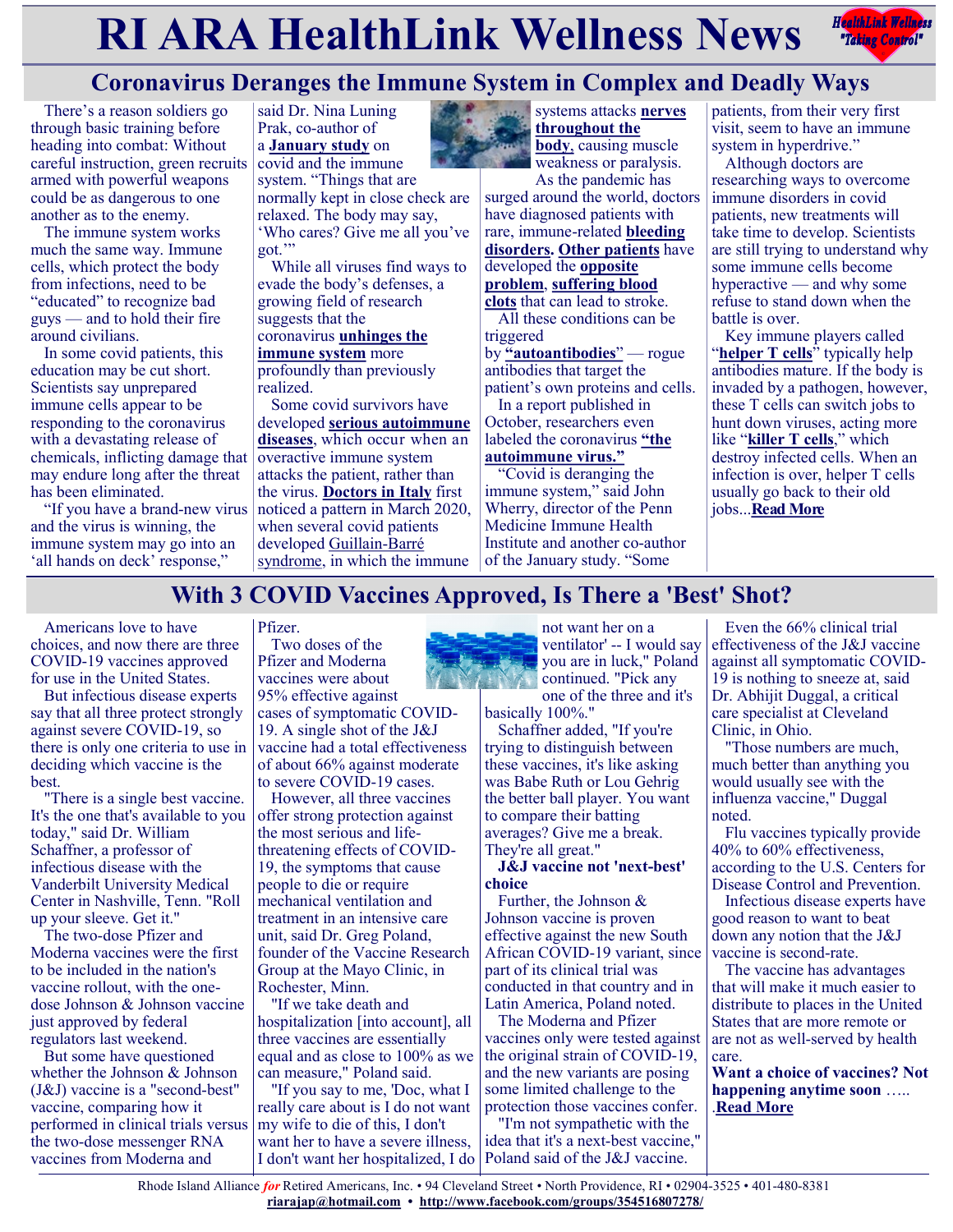# RI ARA HealthLink Wellness News

## Coronavirus Deranges the Immune System in Complex and Deadly Ways

There's a reason soldiers go through basic training before heading into combat: Without careful instruction, green recruits armed with powerful weapons could be as dangerous to one another as to the enemy.

The immune system works much the same way. Immune cells, which protect the body from infections, need to be "educated" to recognize bad guys — and to hold their fire around civilians.

In some covid patients, this education may be cut short. Scientists say unprepared immune cells appear to be responding to the coronavirus with a devastating release of chemicals, inflicting damage that may endure long after the threat has been eliminated.

"If you have a brand-new virus and the virus is winning, the immune system may go into an 'all hands on deck' response," said Dr. Nina Luning Prak, co-author of a **January study** on covid and the immune system. "Things that are normally kept in close check are relaxed. The body may say, 'Who cares? Give me all you've got.'"

While all viruses find ways to evade the body's defenses, a growing field of research suggests that the coronavirus **unhinges the immune system** more profoundly than previously realized.

Some covid survivors have developed **serious autoimmune diseases**, which occur when an overactive immune system attacks the patient, rather than the virus. **Doctors in Italy** first noticed a pattern in March 2020, when several covid patients developed Guillain-Barré syndrome, in which the immune systems attacks **nerves throughout the body**, causing muscle weakness or paralysis.

As the pandemic has surged around the world, doctors have diagnosed patients with rare, immune-related **bleeding disorders**. **Other patients** have developed the **opposite problem**, **suffering blood clots** that can lead to stroke.

All these conditions can be triggered by **"autoantibodies"** — rogue antibodies that target the patient's own proteins and cells.

In a report published in October, researchers even labeled the coronavirus **"the autoimmune virus."**

"Covid is deranging the immune system," said John Wherry, director of the Penn Medicine Immune Health Institute and another co-author of the January study. "Some patients, from their very first visit, seem to have an immune system in hyperdrive."

Although doctors are researching ways to overcome immune disorders in covid patients, new treatments will take time to develop. Scientists are still trying to understand why some immune cells become hyperactive — and why some refuse to stand down when the battle is over.

Key immune players called "**helper T cells**" typically help antibodies mature. If the body is invaded by a pathogen, however, these T cells can switch jobs to hunt down viruses, acting more like "**killer T cells**," which destroy infected cells. When an infection is over, helper T cells usually go back to their old jobs...**Read More**

## With 3 COVID Vaccines Approved, Is There a 'Best' Shot?

Americans love to have choices, and now there are three COVID-19 vaccines approved for use in the United States.

But infectious disease experts say that all three protect strongly against severe COVID-19, so there is only one criteria to use in deciding which vaccine is the best.

"There is a single best vaccine. It's the one that's available to you today," said Dr. William Schaffner, a professor of infectious disease with the Vanderbilt University Medical Center in Nashville, Tenn. "Roll up your sleeve. Get it."

The two-dose Pfizer and Moderna vaccines were the first to be included in the nation's vaccine rollout, with the one-dose Johnson & Johnson vaccine just approved by federal regulators last weekend.

But some have questioned whether the Johnson & Johnson (J&J) vaccine is a "second-best" vaccine, comparing how it performed in clinical trials versus the two-dose messenger RNA vaccines from Moderna and Pfizer.

Two doses of the Pfizer and Moderna vaccines were about 95% effective against cases of symptomatic COVID-19. A single shot of the J&J vaccine had a total effectiveness of about 66% against moderate to severe COVID-19 cases.

However, all three vaccines offer strong protection against the most serious and life-threatening effects of COVID-19, the symptoms that cause people to die or require mechanical ventilation and treatment in an intensive care unit, said Dr. Greg Poland, founder of the Vaccine Research Group at the Mayo Clinic, in Rochester, Minn.

"If we take death and hospitalization [into account], all three vaccines are essentially equal and as close to 100% as we can measure," Poland said.

"If you say to me, 'Doc, what I really care about is I do not want my wife to die of this, I don't want her to have a severe illness, I don't want her hospitalized, I do not want her on a ventilator' -- I would say you are in luck," Poland continued. "Pick any one of the three and it's basically 100%."

Schaffner added, "If you're trying to distinguish between these vaccines, it's like asking was Babe Ruth or Lou Gehrig the better ball player. You want to compare their batting averages? Give me a break. They're all great."

**J&J vaccine not 'next-best' choice**

Further, the Johnson & Johnson vaccine is proven effective against the new South African COVID-19 variant, since part of its clinical trial was conducted in that country and in Latin America, Poland noted.

The Moderna and Pfizer vaccines only were tested against the original strain of COVID-19, and the new variants are posing some limited challenge to the protection those vaccines confer.

"I'm not sympathetic with the idea that it's a next-best vaccine," Poland said of the J&J vaccine.

Even the 66% clinical trial effectiveness of the J&J vaccine against all symptomatic COVID-19 is nothing to sneeze at, said Dr. Abhijit Duggal, a critical care specialist at Cleveland Clinic, in Ohio.

"Those numbers are much, much better than anything you would usually see with the influenza vaccine," Duggal noted.

Flu vaccines typically provide 40% to 60% effectiveness, according to the U.S. Centers for Disease Control and Prevention.

Infectious disease experts have good reason to want to beat down any notion that the J&J vaccine is second-rate.

The vaccine has advantages that will make it much easier to distribute to places in the United States that are more remote or are not as well-served by health care.

**Want a choice of vaccines? Not happening anytime soon** ….. .**Read More**

Rhode Island Alliance *for* Retired Americans, Inc. • 94 Cleveland Street • North Providence, RI • 02904-3525 • 401-480-8381
riarajap@hotmail.com • http://www.facebook.com/groups/354516807278/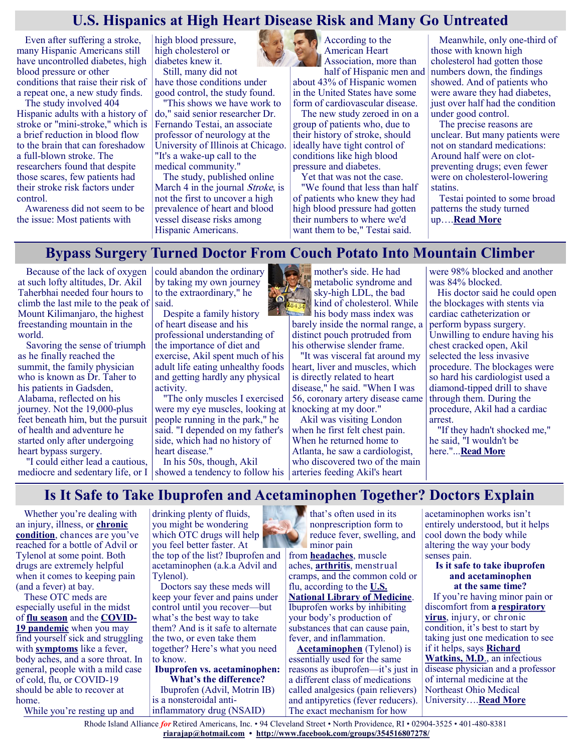## U.S. Hispanics at High Heart Disease Risk and Many Go Untreated

Even after suffering a stroke, many Hispanic Americans still have uncontrolled diabetes, high blood pressure or other conditions that raise their risk of a repeat one, a new study finds.

The study involved 404 Hispanic adults with a history of stroke or "mini-stroke," which is a brief reduction in blood flow to the brain that can foreshadow a full-blown stroke. The researchers found that despite those scares, few patients had their stroke risk factors under control.

Awareness did not seem to be the issue: Most patients with high blood pressure, high cholesterol or diabetes knew it.

Still, many did not have those conditions under good control, the study found.

"This shows we have work to do," said senior researcher Dr. Fernando Testai, an associate professor of neurology at the University of Illinois at Chicago. "It's a wake-up call to the medical community."

The study, published online March 4 in the journal *Stroke*, is not the first to uncover a high prevalence of heart and blood vessel disease risks among Hispanic Americans.

According to the American Heart Association, more than half of Hispanic men and about 43% of Hispanic women in the United States have some form of cardiovascular disease.

The new study zeroed in on a group of patients who, due to their history of stroke, should ideally have tight control of conditions like high blood pressure and diabetes.

Yet that was not the case.

"We found that less than half of patients who knew they had high blood pressure had gotten their numbers to where we'd want them to be," Testai said.

Meanwhile, only one-third of those with known high cholesterol had gotten those numbers down, the findings showed. And of patients who were aware they had diabetes, just over half had the condition under good control.

The precise reasons are unclear. But many patients were not on standard medications: Around half were on clot-preventing drugs; even fewer were on cholesterol-lowering statins.

Testai pointed to some broad patterns the study turned up….**Read More**

## Bypass Surgery Turned Doctor From Couch Potato Into Mountain Climber

Because of the lack of oxygen at such lofty altitudes, Dr. Akil Taherbhai needed four hours to climb the last mile to the peak of Mount Kilimanjaro, the highest freestanding mountain in the world.

Savoring the sense of triumph as he finally reached the summit, the family physician who is known as Dr. Taher to his patients in Gadsden, Alabama, reflected on his journey. Not the 19,000-plus feet beneath him, but the pursuit of health and adventure he started only after undergoing heart bypass surgery.

"I could either lead a cautious, mediocre and sedentary life, or I could abandon the ordinary by taking my own journey to the extraordinary," he said.

Despite a family history of heart disease and his professional understanding of the importance of diet and exercise, Akil spent much of his adult life eating unhealthy foods and getting hardly any physical activity.

"The only muscles I exercised were my eye muscles, looking at people running in the park," he said. "I depended on my father's side, which had no history of heart disease."

In his 50s, though, Akil showed a tendency to follow his mother's side. He had metabolic syndrome and sky-high LDL, the bad kind of cholesterol. While his body mass index was barely inside the normal range, a distinct pouch protruded from his otherwise slender frame.

"It was visceral fat around my heart, liver and muscles, which is directly related to heart disease," he said. "When I was 56, coronary artery disease came knocking at my door."

Akil was visiting London when he first felt chest pain. When he returned home to Atlanta, he saw a cardiologist, who discovered two of the main arteries feeding Akil's heart were 98% blocked and another was 84% blocked.

His doctor said he could open the blockages with stents via cardiac catheterization or perform bypass surgery. Unwilling to endure having his chest cracked open, Akil selected the less invasive procedure. The blockages were so hard his cardiologist used a diamond-tipped drill to shave through them. During the procedure, Akil had a cardiac arrest.

"If they hadn't shocked me," he said, "I wouldn't be here."...**Read More**

## Is It Safe to Take Ibuprofen and Acetaminophen Together? Doctors Explain

Whether you're dealing with an injury, illness, or **chronic condition**, chances are you've reached for a bottle of Advil or Tylenol at some point. Both drugs are extremely helpful when it comes to keeping pain (and a fever) at bay.

These OTC meds are especially useful in the midst of **flu season** and the **COVID-19 pandemic** when you may find yourself sick and struggling with **symptoms** like a fever, body aches, and a sore throat. In general, people with a mild case of cold, flu, or COVID-19 should be able to recover at home.

While you're resting up and drinking plenty of fluids, you might be wondering which OTC drugs will help you feel better faster. At the top of the list? Ibuprofen and acetaminophen (a.k.a Advil and Tylenol).

Doctors say these meds will keep your fever and pains under control until you recover—but what's the best way to take them? And is it safe to alternate the two, or even take them together? Here's what you need to know.

**Ibuprofen vs. acetaminophen: What's the difference?**

Ibuprofen (Advil, Motrin IB) is a nonsteroidal anti-inflammatory drug (NSAID) that's often used in its nonprescription form to reduce fever, swelling, and minor pain from **headaches**, muscle aches, **arthritis**, menstrual cramps, and the common cold or flu, according to the **U.S. National Library of Medicine**. Ibuprofen works by inhibiting your body's production of substances that can cause pain, fever, and inflammation.

**Acetaminophen** (Tylenol) is essentially used for the same reasons as ibuprofen—it's just in a different class of medications called analgesics (pain relievers) and antipyretics (fever reducers). The exact mechanism for how acetaminophen works isn't entirely understood, but it helps cool down the body while altering the way your body senses pain.

**Is it safe to take ibuprofen and acetaminophen at the same time?**

If you're having minor pain or discomfort from a **respiratory virus**, injury, or chronic condition, it's best to start by taking just one medication to see if it helps, says **Richard Watkins, M.D.**, an infectious disease physician and a professor of internal medicine at the Northeast Ohio Medical University….**Read More**

Rhode Island Alliance *for* Retired Americans, Inc. • 94 Cleveland Street • North Providence, RI • 02904-3525 • 401-480-8381
**riarajap@hotmail.com** • **http://www.facebook.com/groups/354516807278/**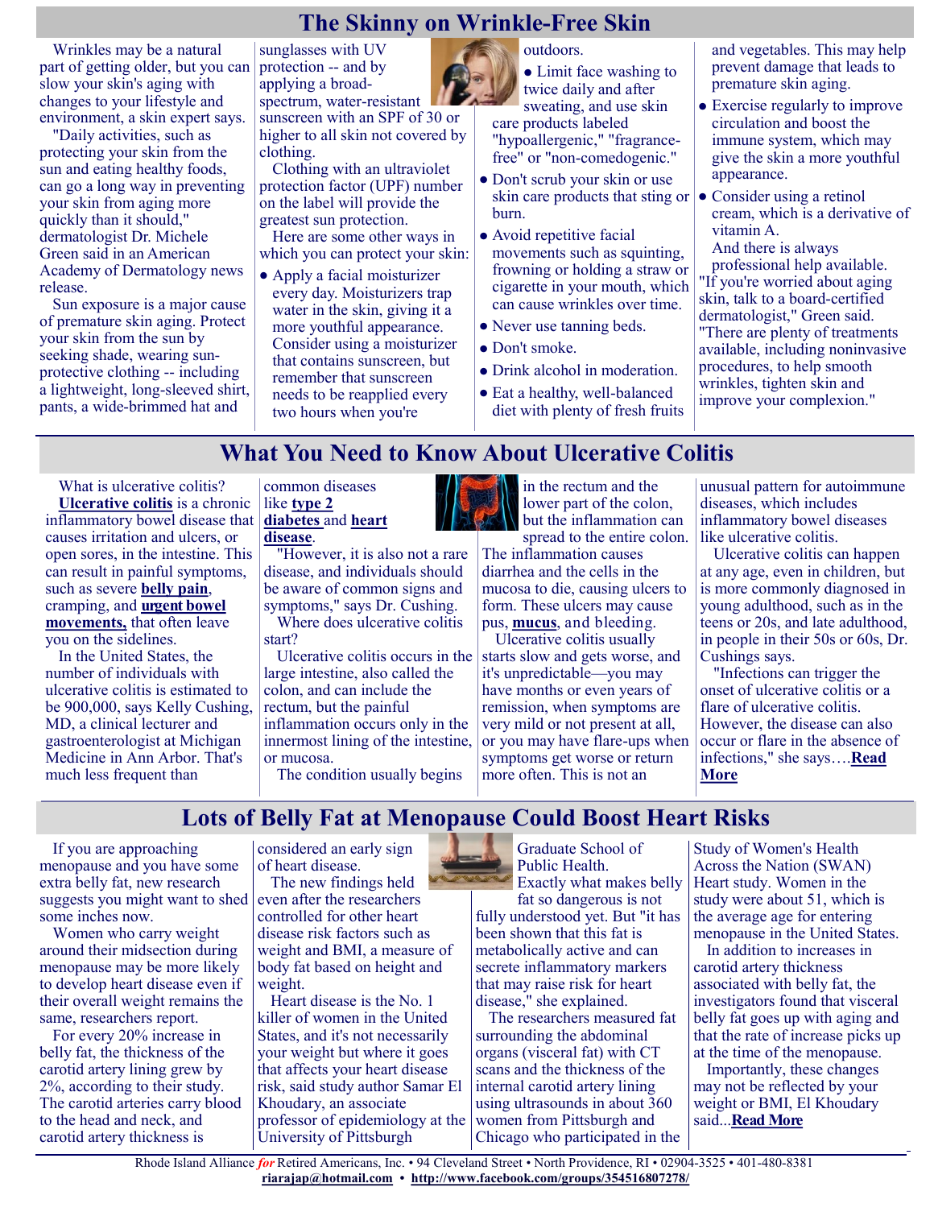## The Skinny on Wrinkle-Free Skin

Wrinkles may be a natural part of getting older, but you can slow your skin's aging with changes to your lifestyle and environment, a skin expert says.

"Daily activities, such as protecting your skin from the sun and eating healthy foods, can go a long way in preventing your skin from aging more quickly than it should," dermatologist Dr. Michele Green said in an American Academy of Dermatology news release.

Sun exposure is a major cause of premature skin aging. Protect your skin from the sun by seeking shade, wearing sun-protective clothing -- including a lightweight, long-sleeved shirt, pants, a wide-brimmed hat and sunglasses with UV protection -- and by applying a broad-spectrum, water-resistant sunscreen with an SPF of 30 or higher to all skin not covered by clothing.

Clothing with an ultraviolet protection factor (UPF) number on the label will provide the greatest sun protection.

Here are some other ways in which you can protect your skin:

- Apply a facial moisturizer every day. Moisturizers trap water in the skin, giving it a more youthful appearance. Consider using a moisturizer that contains sunscreen, but remember that sunscreen needs to be reapplied every two hours when you're outdoors.
- Limit face washing to twice daily and after sweating, and use skin care products labeled "hypoallergenic," "fragrance-free" or "non-comedogenic."
- Don't scrub your skin or use skin care products that sting or burn.
- Avoid repetitive facial movements such as squinting, frowning or holding a straw or cigarette in your mouth, which can cause wrinkles over time.
- Never use tanning beds.
- Don't smoke.
- Drink alcohol in moderation.
- Eat a healthy, well-balanced diet with plenty of fresh fruits and vegetables. This may help prevent damage that leads to premature skin aging.
- Exercise regularly to improve circulation and boost the immune system, which may give the skin a more youthful appearance.
- Consider using a retinol cream, which is a derivative of vitamin A.

And there is always professional help available. "If you're worried about aging skin, talk to a board-certified dermatologist," Green said. "There are plenty of treatments available, including noninvasive procedures, to help smooth wrinkles, tighten skin and improve your complexion."

## What You Need to Know About Ulcerative Colitis

What is ulcerative colitis?

**Ulcerative colitis** is a chronic inflammatory bowel disease that causes irritation and ulcers, or open sores, in the intestine. This can result in painful symptoms, such as severe **belly pain**, cramping, and **urgent bowel movements,** that often leave you on the sidelines.

In the United States, the number of individuals with ulcerative colitis is estimated to be 900,000, says Kelly Cushing, MD, a clinical lecturer and gastroenterologist at Michigan Medicine in Ann Arbor. That's much less frequent than common diseases like **type 2 diabetes** and **heart disease**.

"However, it is also not a rare disease, and individuals should be aware of common signs and symptoms," says Dr. Cushing.

Where does ulcerative colitis start?

Ulcerative colitis occurs in the large intestine, also called the colon, and can include the rectum, but the painful inflammation occurs only in the innermost lining of the intestine, or mucosa.

The condition usually begins in the rectum and the lower part of the colon, but the inflammation can spread to the entire colon. The inflammation causes diarrhea and the cells in the mucosa to die, causing ulcers to form. These ulcers may cause pus, **mucus**, and bleeding.

Ulcerative colitis usually starts slow and gets worse, and it's unpredictable—you may have months or even years of remission, when symptoms are very mild or not present at all, or you may have flare-ups when symptoms get worse or return more often. This is not an unusual pattern for autoimmune diseases, which includes inflammatory bowel diseases like ulcerative colitis.

Ulcerative colitis can happen at any age, even in children, but is more commonly diagnosed in young adulthood, such as in the teens or 20s, and late adulthood, in people in their 50s or 60s, Dr. Cushings says.

"Infections can trigger the onset of ulcerative colitis or a flare of ulcerative colitis. However, the disease can also occur or flare in the absence of infections," she says….**Read More**

## Lots of Belly Fat at Menopause Could Boost Heart Risks

If you are approaching menopause and you have some extra belly fat, new research suggests you might want to shed some inches now.

Women who carry weight around their midsection during menopause may be more likely to develop heart disease even if their overall weight remains the same, researchers report.

For every 20% increase in belly fat, the thickness of the carotid artery lining grew by 2%, according to their study. The carotid arteries carry blood to the head and neck, and carotid artery thickness is considered an early sign of heart disease.

The new findings held even after the researchers controlled for other heart disease risk factors such as weight and BMI, a measure of body fat based on height and weight.

Heart disease is the No. 1 killer of women in the United States, and it's not necessarily your weight but where it goes that affects your heart disease risk, said study author Samar El Khoudary, an associate professor of epidemiology at the University of Pittsburgh Graduate School of Public Health.

Exactly what makes belly fat so dangerous is not fully understood yet. But "it has been shown that this fat is metabolically active and can secrete inflammatory markers that may raise risk for heart disease," she explained.

The researchers measured fat surrounding the abdominal organs (visceral fat) with CT scans and the thickness of the internal carotid artery lining using ultrasounds in about 360 women from Pittsburgh and Chicago who participated in the Study of Women's Health Across the Nation (SWAN) Heart study. Women in the study were about 51, which is the average age for entering menopause in the United States.

In addition to increases in carotid artery thickness associated with belly fat, the investigators found that visceral belly fat goes up with aging and that the rate of increase picks up at the time of the menopause.

Importantly, these changes may not be reflected by your weight or BMI, El Khoudary said...**Read More**

Rhode Island Alliance *for* Retired Americans, Inc. • 94 Cleveland Street • North Providence, RI • 02904-3525 • 401-480-8381
**riarajap@hotmail.com** • **http://www.facebook.com/groups/354516807278/**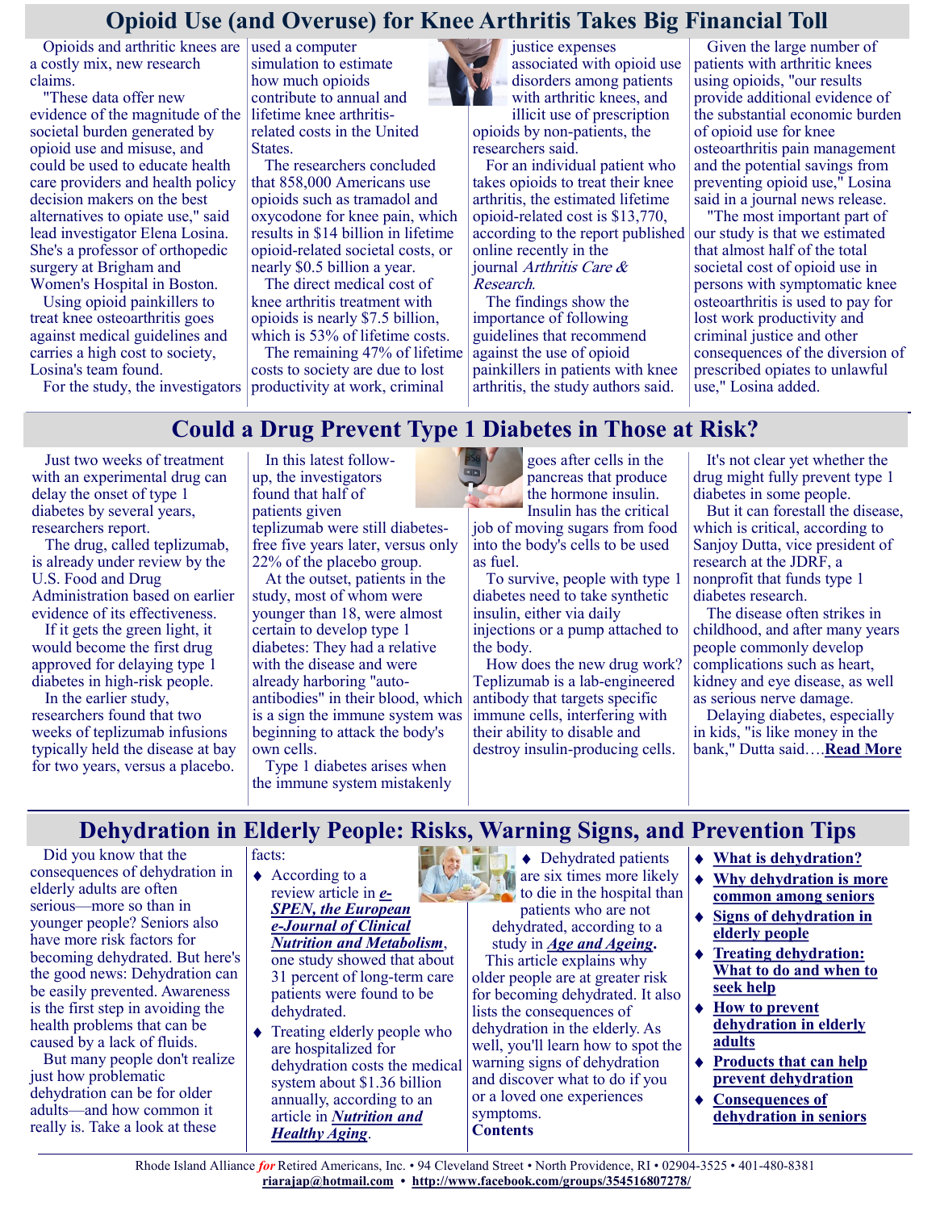# Opioid Use (and Overuse) for Knee Arthritis Takes Big Financial Toll

Opioids and arthritic knees are a costly mix, new research claims.

"These data offer new evidence of the magnitude of the societal burden generated by opioid use and misuse, and could be used to educate health care providers and health policy decision makers on the best alternatives to opiate use," said lead investigator Elena Losina. She's a professor of orthopedic surgery at Brigham and Women's Hospital in Boston.

Using opioid painkillers to treat knee osteoarthritis goes against medical guidelines and carries a high cost to society, Losina's team found.

For the study, the investigators used a computer simulation to estimate how much opioids contribute to annual and lifetime knee arthritis-related costs in the United States.

The researchers concluded that 858,000 Americans use opioids such as tramadol and oxycodone for knee pain, which results in $14 billion in lifetime opioid-related societal costs, or nearly $0.5 billion a year.

The direct medical cost of knee arthritis treatment with opioids is nearly $7.5 billion, which is 53% of lifetime costs.

The remaining 47% of lifetime costs to society are due to lost productivity at work, criminal justice expenses associated with opioid use disorders among patients with arthritic knees, and illicit use of prescription opioids by non-patients, the researchers said.

For an individual patient who takes opioids to treat their knee arthritis, the estimated lifetime opioid-related cost is $13,770, according to the report published online recently in the journal *Arthritis Care & Research*.

The findings show the importance of following guidelines that recommend against the use of opioid painkillers in patients with knee arthritis, the study authors said.

Given the large number of patients with arthritic knees using opioids, "our results provide additional evidence of the substantial economic burden of opioid use for knee osteoarthritis pain management and the potential savings from preventing opioid use," Losina said in a journal news release.

"The most important part of our study is that we estimated that almost half of the total societal cost of opioid use in persons with symptomatic knee osteoarthritis is used to pay for lost work productivity and criminal justice and other consequences of the diversion of prescribed opiates to unlawful use," Losina added.

# Could a Drug Prevent Type 1 Diabetes in Those at Risk?

Just two weeks of treatment with an experimental drug can delay the onset of type 1 diabetes by several years, researchers report.

The drug, called teplizumab, is already under review by the U.S. Food and Drug Administration based on earlier evidence of its effectiveness.

If it gets the green light, it would become the first drug approved for delaying type 1 diabetes in high-risk people.

In the earlier study, researchers found that two weeks of teplizumab infusions typically held the disease at bay for two years, versus a placebo.

In this latest follow-up, the investigators found that half of patients given teplizumab were still diabetes-free five years later, versus only 22% of the placebo group.

At the outset, patients in the study, most of whom were younger than 18, were almost certain to develop type 1 diabetes: They had a relative with the disease and were already harboring "auto-antibodies" in their blood, which is a sign the immune system was beginning to attack the body's own cells.

Type 1 diabetes arises when the immune system mistakenly goes after cells in the pancreas that produce the hormone insulin. Insulin has the critical job of moving sugars from food into the body's cells to be used as fuel.

To survive, people with type 1 diabetes need to take synthetic insulin, either via daily injections or a pump attached to the body.

How does the new drug work? Teplizumab is a lab-engineered antibody that targets specific immune cells, interfering with their ability to disable and destroy insulin-producing cells.

It's not clear yet whether the drug might fully prevent type 1 diabetes in some people.

But it can forestall the disease, which is critical, according to Sanjoy Dutta, vice president of research at the JDRF, a nonprofit that funds type 1 diabetes research.

The disease often strikes in childhood, and after many years people commonly develop complications such as heart, kidney and eye disease, as well as serious nerve damage.

Delaying diabetes, especially in kids, "is like money in the bank," Dutta said….**Read More**

# Dehydration in Elderly People: Risks, Warning Signs, and Prevention Tips

Did you know that the consequences of dehydration in elderly adults are often serious—more so than in younger people? Seniors also have more risk factors for becoming dehydrated. But here's the good news: Dehydration can be easily prevented. Awareness is the first step in avoiding the health problems that can be caused by a lack of fluids.

But many people don't realize just how problematic dehydration can be for older adults—and how common it really is. Take a look at these facts:

- According to a review article in ***e-SPEN, the European e-Journal of Clinical Nutrition and Metabolism***, one study showed that about 31 percent of long-term care patients were found to be dehydrated.
- Treating elderly people who are hospitalized for dehydration costs the medical system about $1.36 billion annually, according to an article in ***Nutrition and Healthy Aging***.
- Dehydrated patients are six times more likely to die in the hospital than patients who are not dehydrated, according to a study in ***Age and Ageing***.

This article explains why older people are at greater risk for becoming dehydrated. It also lists the consequences of dehydration in the elderly. As well, you'll learn how to spot the warning signs of dehydration and discover what to do if you or a loved one experiences symptoms.

**Contents**

- **What is dehydration?**
- **Why dehydration is more common among seniors**
- **Signs of dehydration in elderly people**
- **Treating dehydration: What to do and when to seek help**
- **How to prevent dehydration in elderly adults**
- **Products that can help prevent dehydration**
- **Consequences of dehydration in seniors**

Rhode Island Alliance *for* Retired Americans, Inc. • 94 Cleveland Street • North Providence, RI • 02904-3525 • 401-480-8381
**riarajap@hotmail.com** • **http://www.facebook.com/groups/354516807278/**